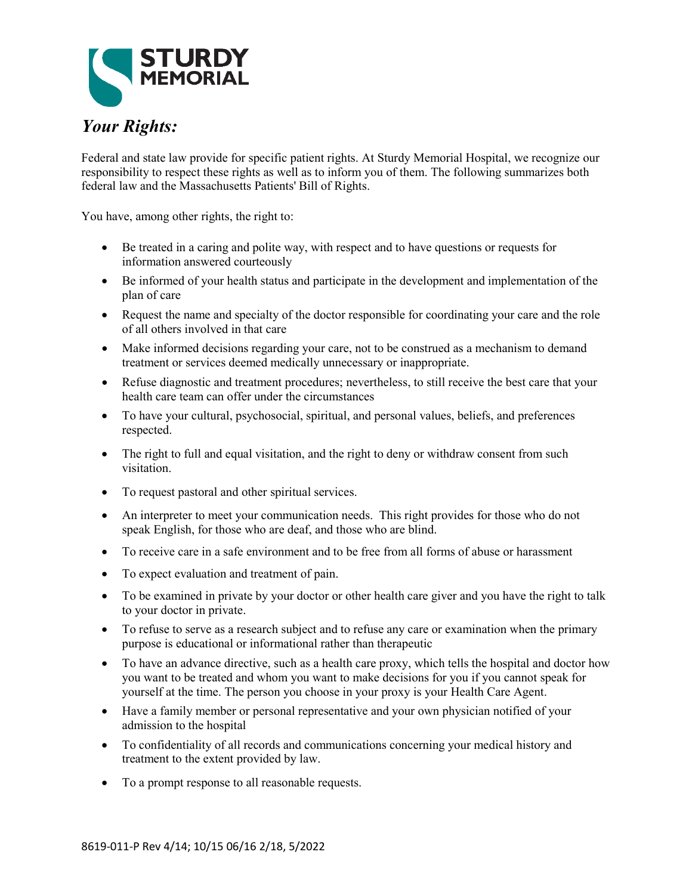STURDY MEMORIAL

## *Your Rights:*

Federal and state law provide for specific patient rights. At Sturdy Memorial Hospital, we recognize our responsibility to respect these rights as well as to inform you of them. The following summarizes both federal law and the Massachusetts Patients' Bill of Rights.

You have, among other rights, the right to:

- Be treated in a caring and polite way, with respect and to have questions or requests for information answered courteously
- Be informed of your health status and participate in the development and implementation of the plan of care
- Request the name and specialty of the doctor responsible for coordinating your care and the role of all others involved in that care
- Make informed decisions regarding your care, not to be construed as a mechanism to demand treatment or services deemed medically unnecessary or inappropriate.
- Refuse diagnostic and treatment procedures; nevertheless, to still receive the best care that your health care team can offer under the circumstances
- To have your cultural, psychosocial, spiritual, and personal values, beliefs, and preferences respected.
- The right to full and equal visitation, and the right to deny or withdraw consent from such visitation.
- To request pastoral and other spiritual services.
- An interpreter to meet your communication needs. This right provides for those who do not speak English, for those who are deaf, and those who are blind.
- To receive care in a safe environment and to be free from all forms of abuse or harassment
- To expect evaluation and treatment of pain.
- To be examined in private by your doctor or other health care giver and you have the right to talk to your doctor in private.
- To refuse to serve as a research subject and to refuse any care or examination when the primary purpose is educational or informational rather than therapeutic
- To have an advance directive, such as a health care proxy, which tells the hospital and doctor how you want to be treated and whom you want to make decisions for you if you cannot speak for yourself at the time. The person you choose in your proxy is your Health Care Agent.
- Have a family member or personal representative and your own physician notified of your admission to the hospital
- To confidentiality of all records and communications concerning your medical history and treatment to the extent provided by law.
- To a prompt response to all reasonable requests.

8619-011-P Rev 4/14; 10/15 06/16 2/18, 5/2022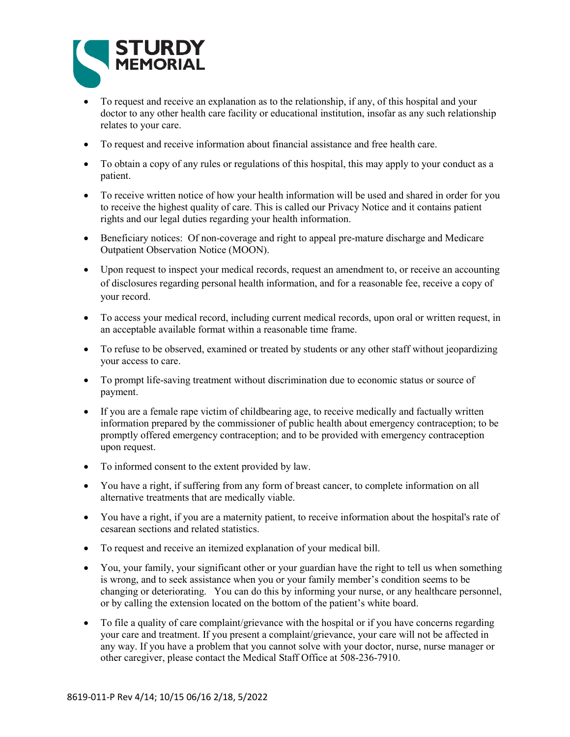- To request and receive an explanation as to the relationship, if any, of this hospital and your doctor to any other health care facility or educational institution, insofar as any such relationship relates to your care.
- To request and receive information about financial assistance and free health care.
- To obtain a copy of any rules or regulations of this hospital, this may apply to your conduct as a patient.
- To receive written notice of how your health information will be used and shared in order for you to receive the highest quality of care. This is called our Privacy Notice and it contains patient rights and our legal duties regarding your health information.
- Beneficiary notices: Of non-coverage and right to appeal pre-mature discharge and Medicare Outpatient Observation Notice (MOON).
- Upon request to inspect your medical records, request an amendment to, or receive an accounting of disclosures regarding personal health information, and for a reasonable fee, receive a copy of your record.
- To access your medical record, including current medical records, upon oral or written request, in an acceptable available format within a reasonable time frame.
- To refuse to be observed, examined or treated by students or any other staff without jeopardizing your access to care.
- To prompt life-saving treatment without discrimination due to economic status or source of payment.
- If you are a female rape victim of childbearing age, to receive medically and factually written information prepared by the commissioner of public health about emergency contraception; to be promptly offered emergency contraception; and to be provided with emergency contraception upon request.
- To informed consent to the extent provided by law.
- You have a right, if suffering from any form of breast cancer, to complete information on all alternative treatments that are medically viable.
- You have a right, if you are a maternity patient, to receive information about the hospital's rate of cesarean sections and related statistics.
- To request and receive an itemized explanation of your medical bill.
- You, your family, your significant other or your guardian have the right to tell us when something is wrong, and to seek assistance when you or your family member's condition seems to be changing or deteriorating. You can do this by informing your nurse, or any healthcare personnel, or by calling the extension located on the bottom of the patient's white board.
- To file a quality of care complaint/grievance with the hospital or if you have concerns regarding your care and treatment. If you present a complaint/grievance, your care will not be affected in any way. If you have a problem that you cannot solve with your doctor, nurse, nurse manager or other caregiver, please contact the Medical Staff Office at 508-236-7910.

8619-011-P Rev 4/14; 10/15 06/16 2/18, 5/2022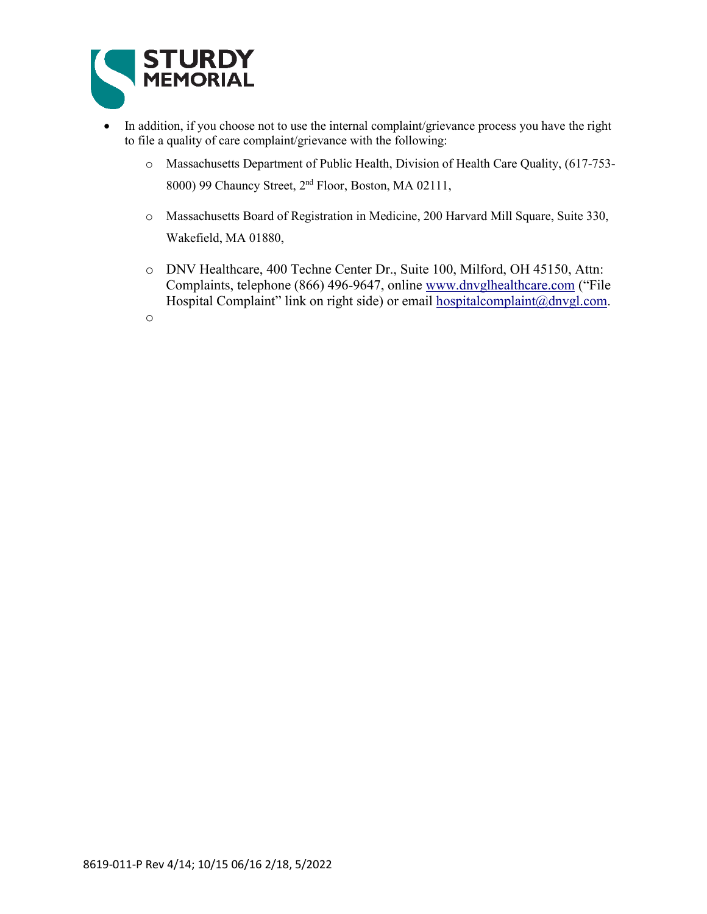- In addition, if you choose not to use the internal complaint/grievance process you have the right to file a quality of care complaint/grievance with the following:
  - Massachusetts Department of Public Health, Division of Health Care Quality, (617-753-8000) 99 Chauncy Street, 2nd Floor, Boston, MA 02111,
  - Massachusetts Board of Registration in Medicine, 200 Harvard Mill Square, Suite 330, Wakefield, MA 01880,
  - DNV Healthcare, 400 Techne Center Dr., Suite 100, Milford, OH 45150, Attn: Complaints, telephone (866) 496-9647, online www.dnvglhealthcare.com ("File Hospital Complaint" link on right side) or email hospitalcomplaint@dnvgl.com.

8619-011-P Rev 4/14; 10/15 06/16 2/18, 5/2022